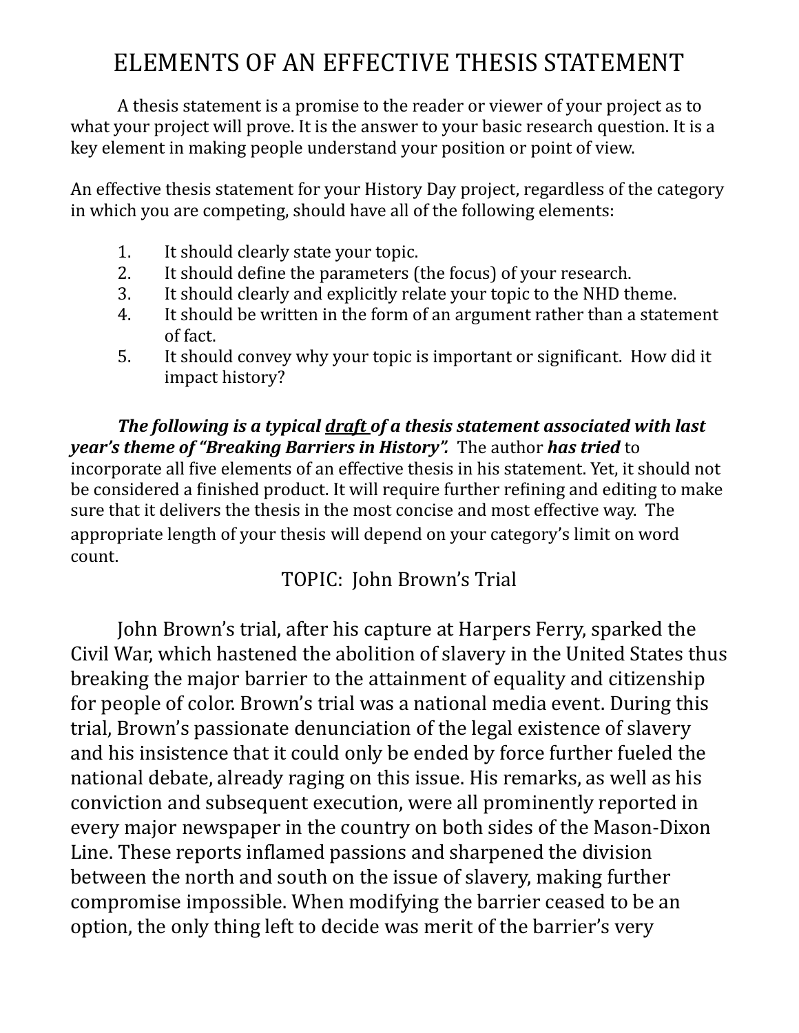# ELEMENTS OF AN EFFECTIVE THESIS STATEMENT

A thesis statement is a promise to the reader or viewer of your project as to what your project will prove. It is the answer to your basic research question. It is a key element in making people understand your position or point of view.

An effective thesis statement for your History Day project, regardless of the category in which you are competing, should have all of the following elements:

1. It should clearly state your topic.
2. It should define the parameters (the focus) of your research.
3. It should clearly and explicitly relate your topic to the NHD theme.
4. It should be written in the form of an argument rather than a statement of fact.
5. It should convey why your topic is important or significant. How did it impact history?

***The following is a typical <u>draft</u> of a thesis statement associated with last year's theme of "Breaking Barriers in History".*** The author ***has tried*** to incorporate all five elements of an effective thesis in his statement. Yet, it should not be considered a finished product. It will require further refining and editing to make sure that it delivers the thesis in the most concise and most effective way. The appropriate length of your thesis will depend on your category's limit on word count.

TOPIC: John Brown's Trial

John Brown's trial, after his capture at Harpers Ferry, sparked the Civil War, which hastened the abolition of slavery in the United States thus breaking the major barrier to the attainment of equality and citizenship for people of color. Brown's trial was a national media event. During this trial, Brown's passionate denunciation of the legal existence of slavery and his insistence that it could only be ended by force further fueled the national debate, already raging on this issue. His remarks, as well as his conviction and subsequent execution, were all prominently reported in every major newspaper in the country on both sides of the Mason-Dixon Line. These reports inflamed passions and sharpened the division between the north and south on the issue of slavery, making further compromise impossible. When modifying the barrier ceased to be an option, the only thing left to decide was merit of the barrier's very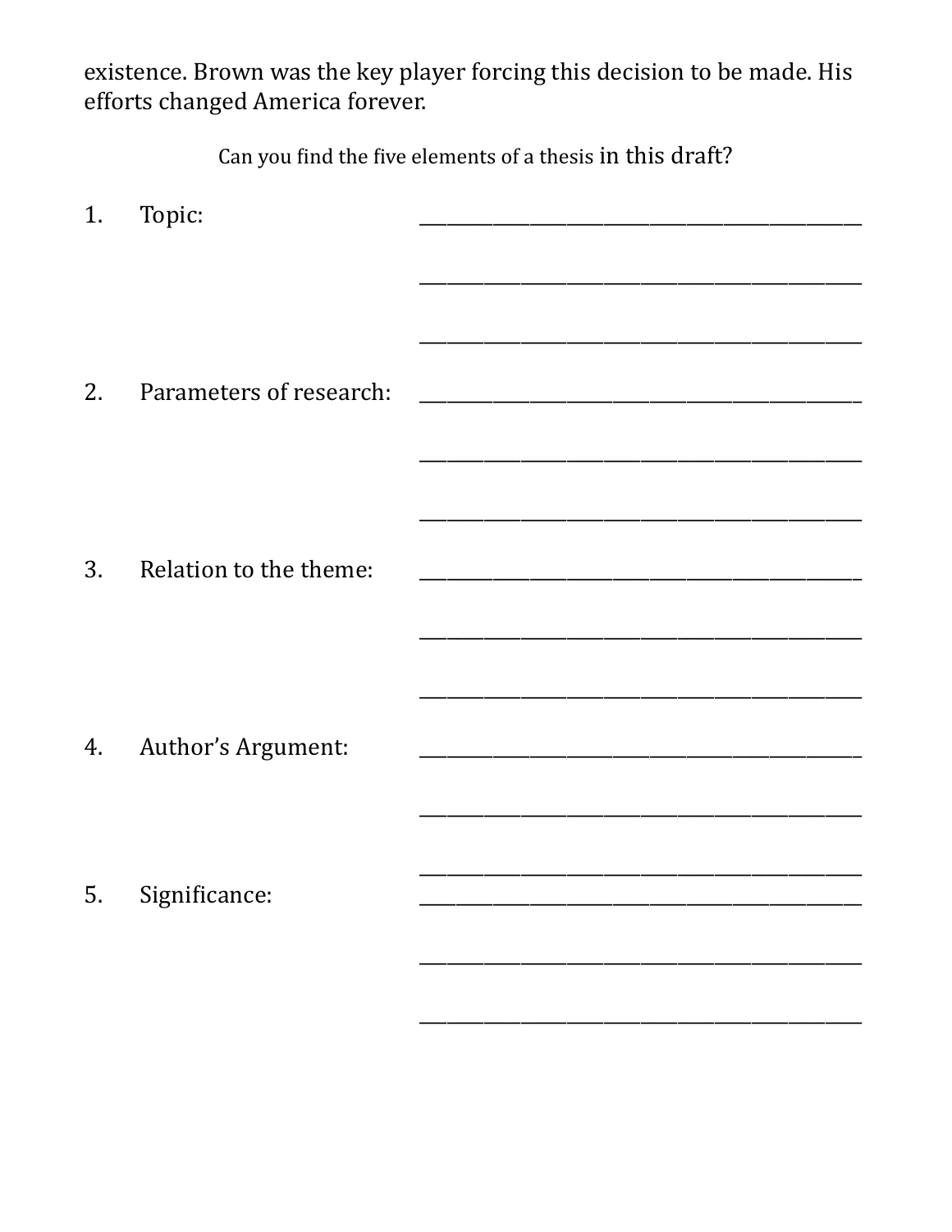existence. Brown was the key player forcing this decision to be made. His efforts changed America forever.

Can you find the five elements of a thesis in this draft?

1. Topic: _______________________________________________

   _______________________________________________

   _______________________________________________

2. Parameters of research: _______________________________________________

   _______________________________________________

   _______________________________________________

3. Relation to the theme: _______________________________________________

   _______________________________________________

   _______________________________________________

4. Author's Argument: _______________________________________________

   _______________________________________________

   _______________________________________________

5. Significance: _______________________________________________

   _______________________________________________

   _______________________________________________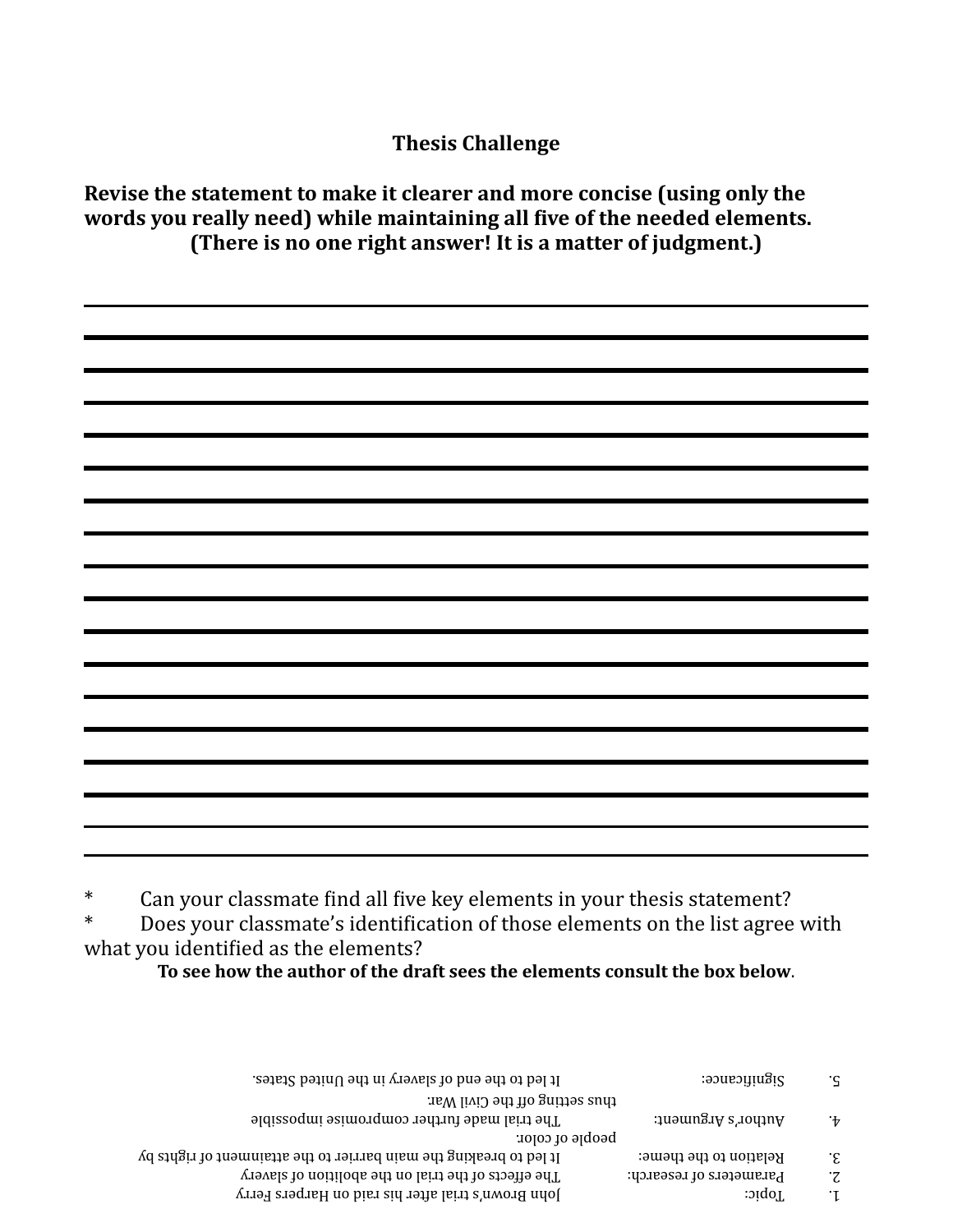**Thesis Challenge**

**Revise the statement to make it clearer and more concise (using only the words you really need) while maintaining all five of the needed elements. (There is no one right answer! It is a matter of judgment.)**

\* Can your classmate find all five key elements in your thesis statement?

\* Does your classmate's identification of those elements on the list agree with what you identified as the elements?

**To see how the author of the draft sees the elements consult the box below.**

1. Topic: John Brown's trial after his raid on Harpers Ferry
2. Parameters of research: The effects of the trial on the abolition of slavery
3. Relation to the theme: It led to breaking the main barrier to the attainment of rights by people of color.
4. Author's Argument: The trial made further compromise impossible thus setting off the Civil War.
5. Significance: It led to the end of slavery in the United States.